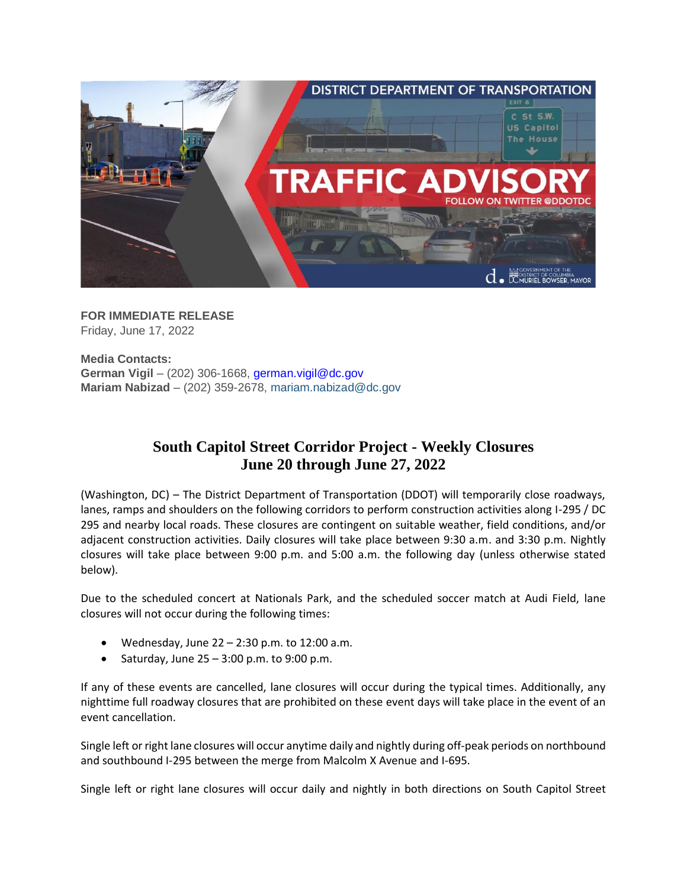**FOR IMMEDIATE RELEASE**
Friday, June 17, 2022

**Media Contacts:**
**German Vigil** – (202) 306-1668, german.vigil@dc.gov
**Mariam Nabizad** – (202) 359-2678, mariam.nabizad@dc.gov

## South Capitol Street Corridor Project - Weekly Closures
## June 20 through June 27, 2022

(Washington, DC) – The District Department of Transportation (DDOT) will temporarily close roadways, lanes, ramps and shoulders on the following corridors to perform construction activities along I-295 / DC 295 and nearby local roads. These closures are contingent on suitable weather, field conditions, and/or adjacent construction activities. Daily closures will take place between 9:30 a.m. and 3:30 p.m. Nightly closures will take place between 9:00 p.m. and 5:00 a.m. the following day (unless otherwise stated below).

Due to the scheduled concert at Nationals Park, and the scheduled soccer match at Audi Field, lane closures will not occur during the following times:

- Wednesday, June 22 – 2:30 p.m. to 12:00 a.m.
- Saturday, June 25 – 3:00 p.m. to 9:00 p.m.

If any of these events are cancelled, lane closures will occur during the typical times. Additionally, any nighttime full roadway closures that are prohibited on these event days will take place in the event of an event cancellation.

Single left or right lane closures will occur anytime daily and nightly during off-peak periods on northbound and southbound I-295 between the merge from Malcolm X Avenue and I-695.

Single left or right lane closures will occur daily and nightly in both directions on South Capitol Street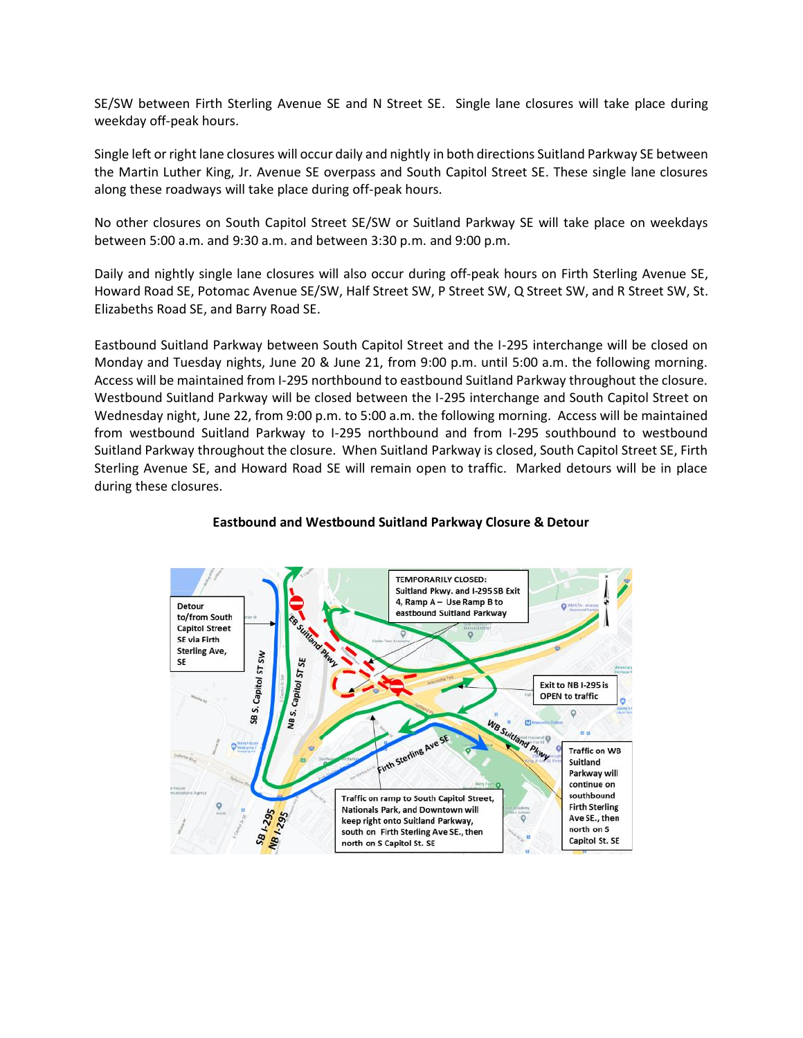SE/SW between Firth Sterling Avenue SE and N Street SE. Single lane closures will take place during weekday off-peak hours.

Single left or right lane closures will occur daily and nightly in both directions Suitland Parkway SE between the Martin Luther King, Jr. Avenue SE overpass and South Capitol Street SE. These single lane closures along these roadways will take place during off-peak hours.

No other closures on South Capitol Street SE/SW or Suitland Parkway SE will take place on weekdays between 5:00 a.m. and 9:30 a.m. and between 3:30 p.m. and 9:00 p.m.

Daily and nightly single lane closures will also occur during off-peak hours on Firth Sterling Avenue SE, Howard Road SE, Potomac Avenue SE/SW, Half Street SW, P Street SW, Q Street SW, and R Street SW, St. Elizabeths Road SE, and Barry Road SE.

Eastbound Suitland Parkway between South Capitol Street and the I-295 interchange will be closed on Monday and Tuesday nights, June 20 & June 21, from 9:00 p.m. until 5:00 a.m. the following morning. Access will be maintained from I-295 northbound to eastbound Suitland Parkway throughout the closure. Westbound Suitland Parkway will be closed between the I-295 interchange and South Capitol Street on Wednesday night, June 22, from 9:00 p.m. to 5:00 a.m. the following morning. Access will be maintained from westbound Suitland Parkway to I-295 northbound and from I-295 southbound to westbound Suitland Parkway throughout the closure. When Suitland Parkway is closed, South Capitol Street SE, Firth Sterling Avenue SE, and Howard Road SE will remain open to traffic. Marked detours will be in place during these closures.

**Eastbound and Westbound Suitland Parkway Closure & Detour**

Detour to/from South Capitol Street SE via Firth Sterling Ave, SE

TEMPORARILY CLOSED: Suitland Pkwy. and I-295 SB Exit 4, Ramp A – Use Ramp B to eastbound Suitland Parkway

Exit to NB I-295 is OPEN to traffic

Traffic on WB Suitland Parkway will continue on southbound Firth Sterling Ave SE., then north on S Capitol St. SE

Traffic on ramp to South Capitol Street, Nationals Park, and Downtown will keep right onto Suitland Parkway, south on Firth Sterling Ave SE., then north on S Capitol St. SE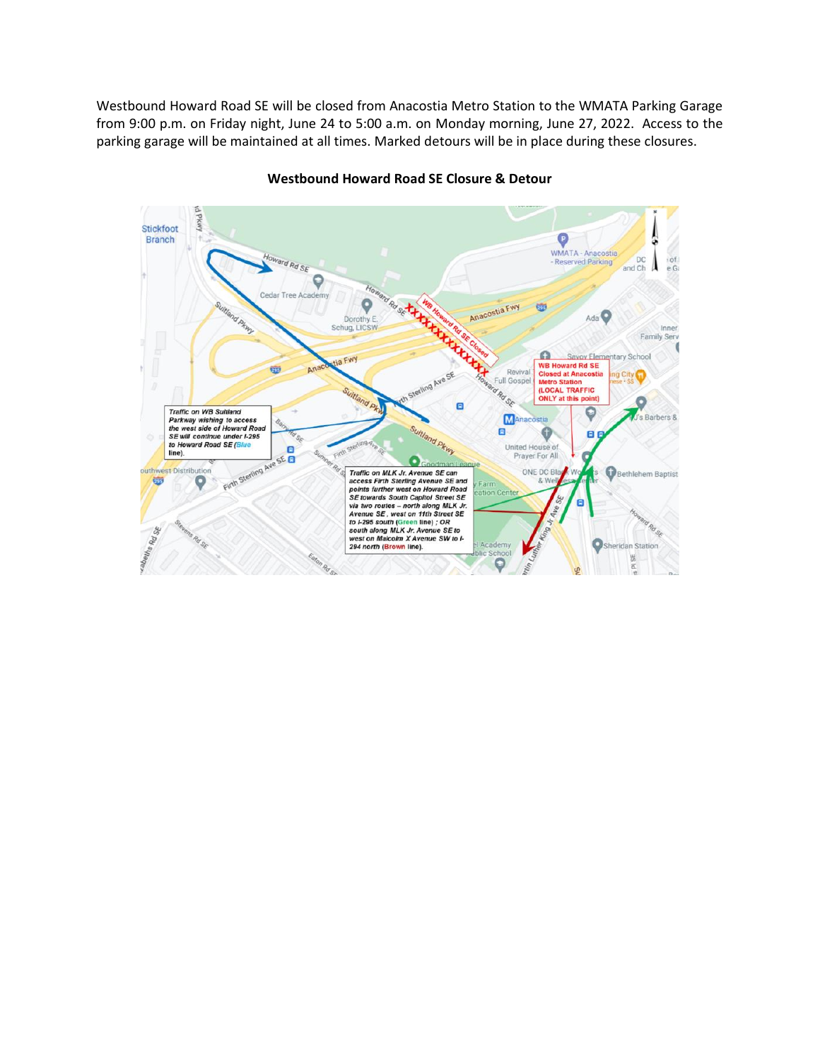Westbound Howard Road SE will be closed from Anacostia Metro Station to the WMATA Parking Garage from 9:00 p.m. on Friday night, June 24 to 5:00 a.m. on Monday morning, June 27, 2022. Access to the parking garage will be maintained at all times. Marked detours will be in place during these closures.

**Westbound Howard Road SE Closure & Detour**

WB Howard Rd SE Closed

WB Howard Rd SE Closed at Anacostia Metro Station (LOCAL TRAFFIC ONLY at this point)

*Traffic on WB Suitland Parkway wishing to access the west side of Howard Road SE will continue under I-295 to Howard Road SE (Blue line).*

*Traffic on MLK Jr. Avenue SE can access Firth Sterling Avenue SE and points further west on Howard Road SE towards South Capitol Street SE via two routes – north along MLK Jr. Avenue SE, west on 11th Street SE to I-295 south (Green line) ; OR south along MLK Jr. Avenue SE to west on Malcolm X Avenue SW to I-294 north (Brown line).*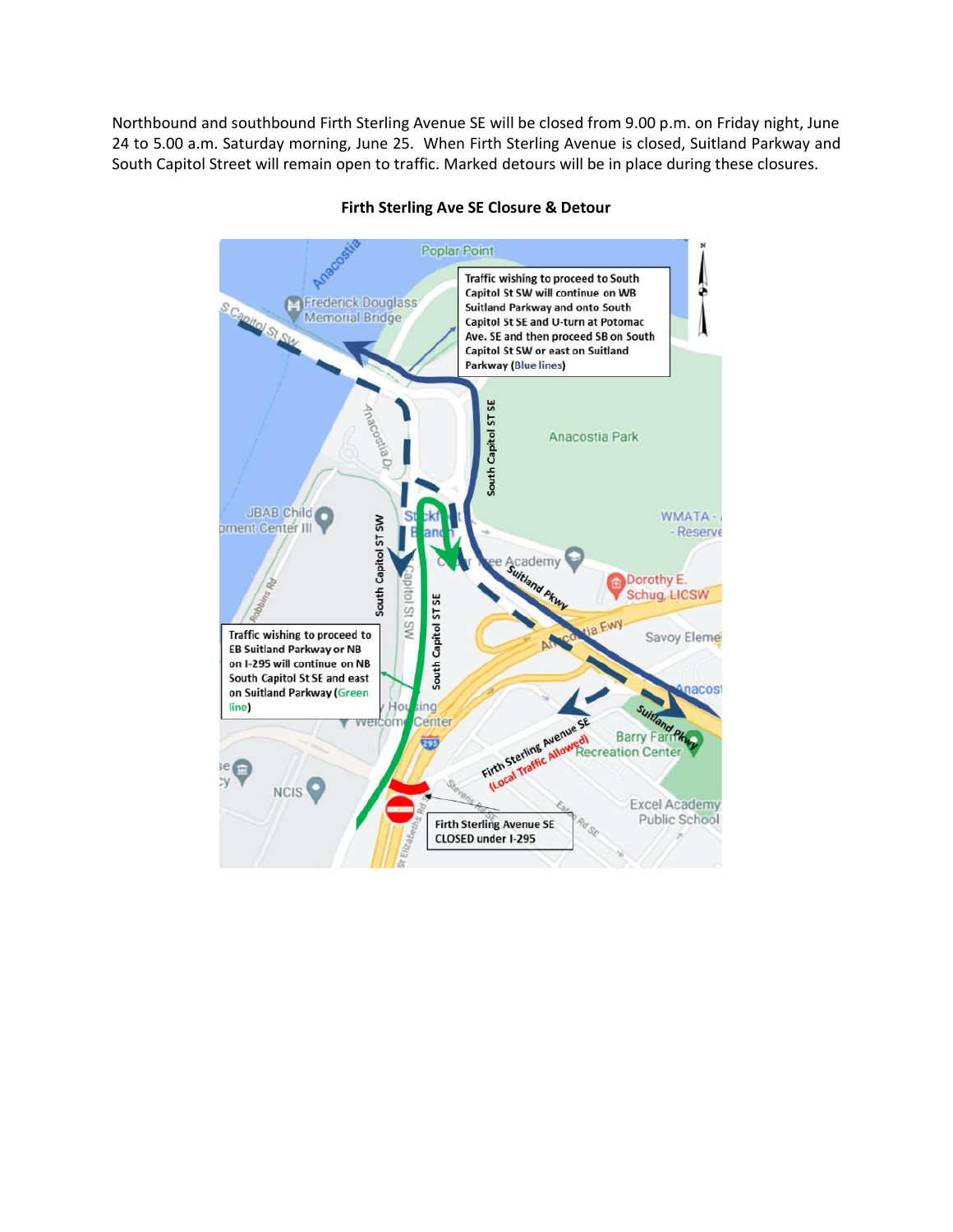Northbound and southbound Firth Sterling Avenue SE will be closed from 9.00 p.m. on Friday night, June 24 to 5.00 a.m. Saturday morning, June 25. When Firth Sterling Avenue is closed, Suitland Parkway and South Capitol Street will remain open to traffic. Marked detours will be in place during these closures.

**Firth Sterling Ave SE Closure & Detour**

Traffic wishing to proceed to South Capitol St SW will continue on WB Suitland Parkway and onto South Capitol St SE and U-turn at Potomac Ave. SE and then proceed SB on South Capitol St SW or east on Suitland Parkway (Blue lines)

Traffic wishing to proceed to EB Suitland Parkway or NB on I-295 will continue on NB South Capitol St SE and east on Suitland Parkway (Green line)

Firth Sterling Avenue SE (Local Traffic Allowed)

Firth Sterling Avenue SE CLOSED under I-295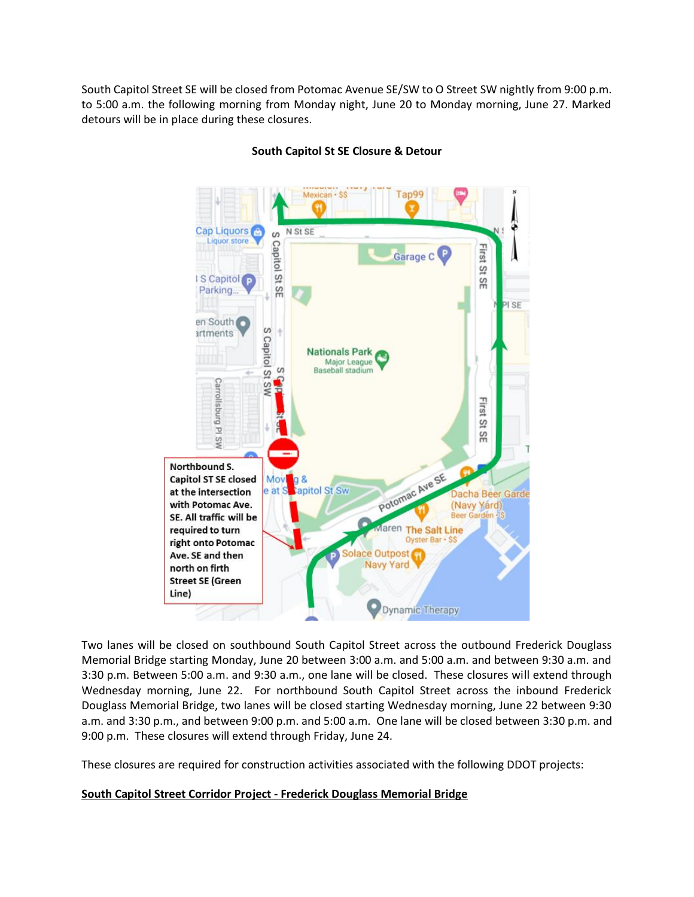South Capitol Street SE will be closed from Potomac Avenue SE/SW to O Street SW nightly from 9:00 p.m. to 5:00 a.m. the following morning from Monday night, June 20 to Monday morning, June 27. Marked detours will be in place during these closures.

**South Capitol St SE Closure & Detour**

Northbound S. Capitol ST SE closed at the intersection with Potomac Ave. SE. All traffic will be required to turn right onto Potomac Ave. SE and then north on firth Street SE (Green Line)

Two lanes will be closed on southbound South Capitol Street across the outbound Frederick Douglass Memorial Bridge starting Monday, June 20 between 3:00 a.m. and 5:00 a.m. and between 9:30 a.m. and 3:30 p.m. Between 5:00 a.m. and 9:30 a.m., one lane will be closed. These closures will extend through Wednesday morning, June 22. For northbound South Capitol Street across the inbound Frederick Douglass Memorial Bridge, two lanes will be closed starting Wednesday morning, June 22 between 9:30 a.m. and 3:30 p.m., and between 9:00 p.m. and 5:00 a.m. One lane will be closed between 3:30 p.m. and 9:00 p.m. These closures will extend through Friday, June 24.

These closures are required for construction activities associated with the following DDOT projects:

**South Capitol Street Corridor Project - Frederick Douglass Memorial Bridge**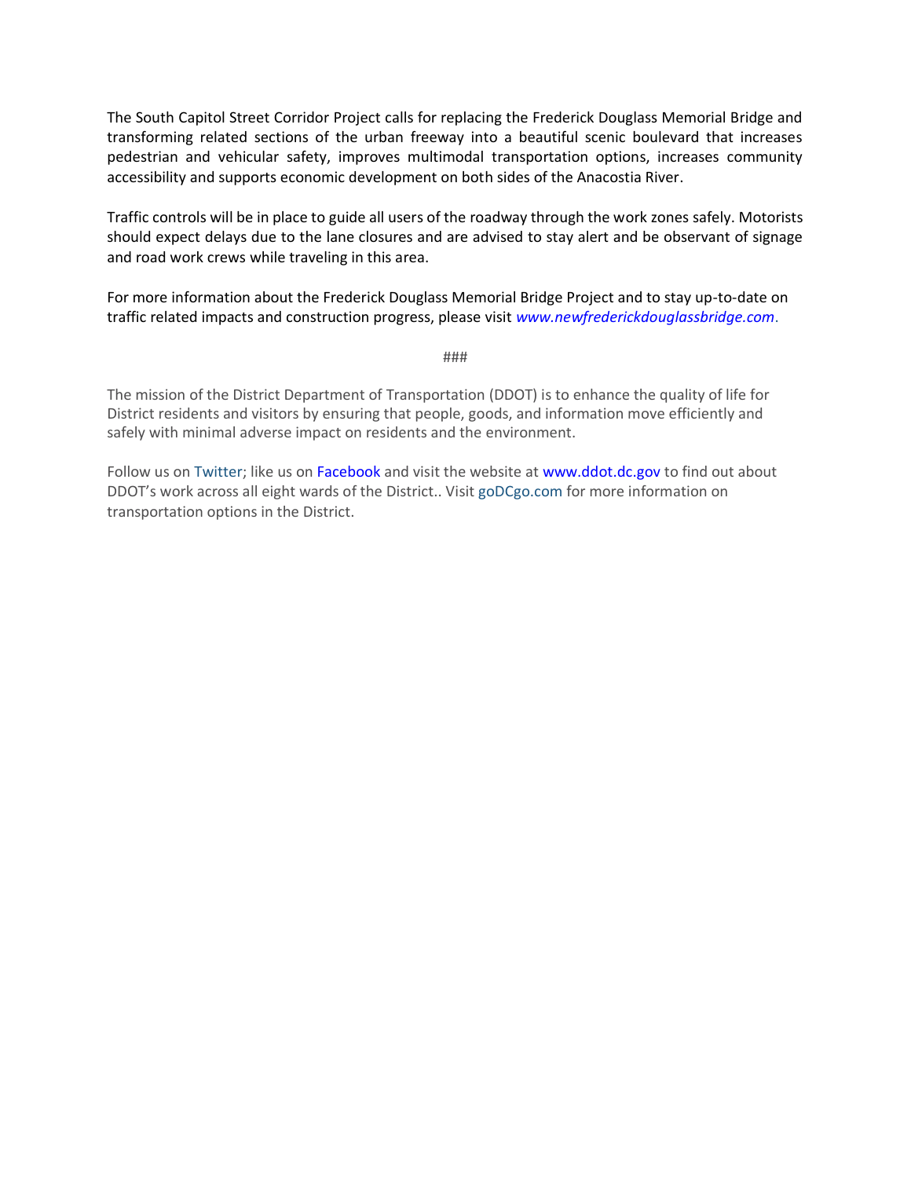The South Capitol Street Corridor Project calls for replacing the Frederick Douglass Memorial Bridge and transforming related sections of the urban freeway into a beautiful scenic boulevard that increases pedestrian and vehicular safety, improves multimodal transportation options, increases community accessibility and supports economic development on both sides of the Anacostia River.

Traffic controls will be in place to guide all users of the roadway through the work zones safely. Motorists should expect delays due to the lane closures and are advised to stay alert and be observant of signage and road work crews while traveling in this area.

For more information about the Frederick Douglass Memorial Bridge Project and to stay up-to-date on traffic related impacts and construction progress, please visit *www.newfrederickdouglassbridge.com*.

###

The mission of the District Department of Transportation (DDOT) is to enhance the quality of life for District residents and visitors by ensuring that people, goods, and information move efficiently and safely with minimal adverse impact on residents and the environment.

Follow us on Twitter; like us on Facebook and visit the website at www.ddot.dc.gov to find out about DDOT's work across all eight wards of the District.. Visit goDCgo.com for more information on transportation options in the District.